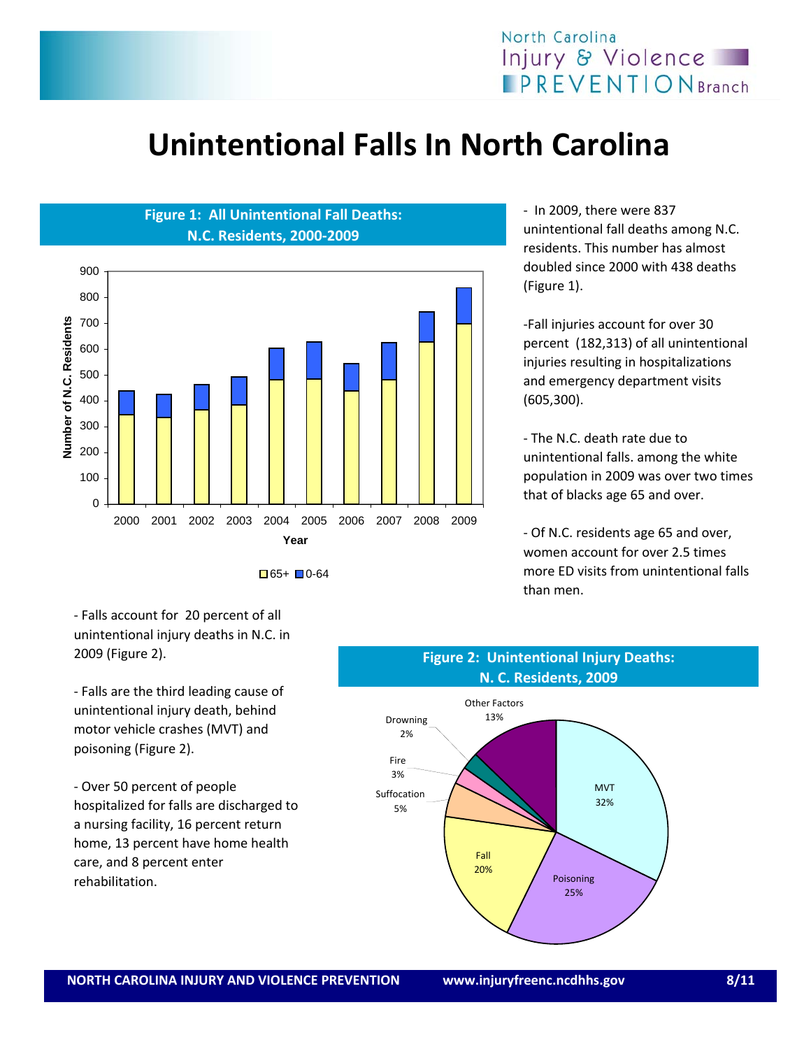# Unintentional Falls In North Carolina

**Figure 1: All Unintentional Fall Deaths: N.C. Residents, 2000-2009**

- In 2009, there were 837 unintentional fall deaths among N.C. residents. This number has almost doubled since 2000 with 438 deaths (Figure 1).

-Fall injuries account for over 30 percent (182,313) of all unintentional injuries resulting in hospitalizations and emergency department visits (605,300).

- The N.C. death rate due to unintentional falls. among the white population in 2009 was over two times that of blacks age 65 and over.

- Of N.C. residents age 65 and over, women account for over 2.5 times more ED visits from unintentional falls than men.

- Falls account for 20 percent of all unintentional injury deaths in N.C. in 2009 (Figure 2).

- Falls are the third leading cause of unintentional injury death, behind motor vehicle crashes (MVT) and poisoning (Figure 2).

- Over 50 percent of people hospitalized for falls are discharged to a nursing facility, 16 percent return home, 13 percent have home health care, and 8 percent enter rehabilitation.

**Figure 2: Unintentional Injury Deaths: N. C. Residents, 2009**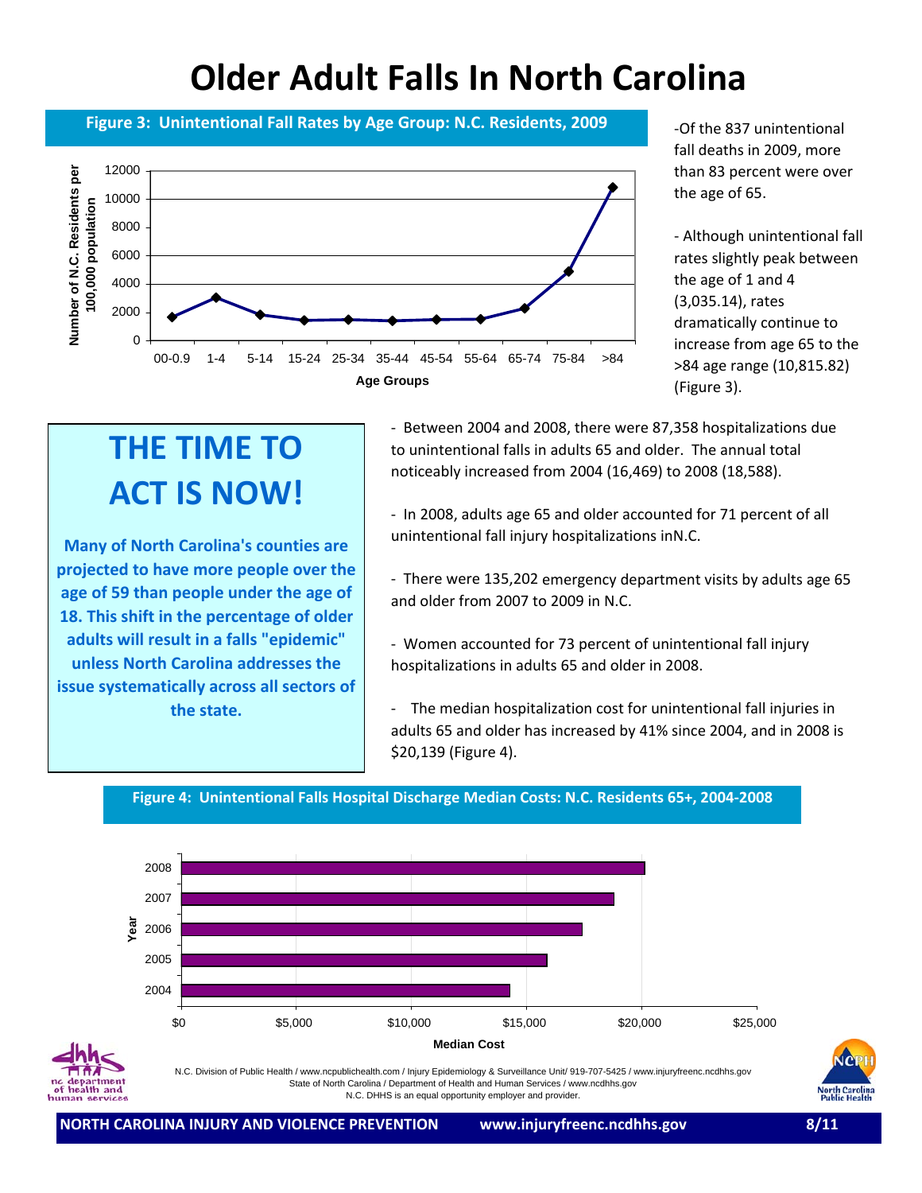# Older Adult Falls In North Carolina

**Figure 3: Unintentional Fall Rates by Age Group: N.C. Residents, 2009**

Number of N.C. Residents per 100,000 population

12000
10000
8000
6000
4000
2000
0

00-0.9 1-4 5-14 15-24 25-34 35-44 45-54 55-64 65-74 75-84 >84

Age Groups

-Of the 837 unintentional fall deaths in 2009, more than 83 percent were over the age of 65.

- Although unintentional fall rates slightly peak between the age of 1 and 4 (3,035.14), rates dramatically continue to increase from age 65 to the >84 age range (10,815.82) (Figure 3).

## THE TIME TO ACT IS NOW!

**Many of North Carolina's counties are projected to have more people over the age of 59 than people under the age of 18. This shift in the percentage of older adults will result in a falls "epidemic" unless North Carolina addresses the issue systematically across all sectors of the state.**

- Between 2004 and 2008, there were 87,358 hospitalizations due to unintentional falls in adults 65 and older. The annual total noticeably increased from 2004 (16,469) to 2008 (18,588).

- In 2008, adults age 65 and older accounted for 71 percent of all unintentional fall injury hospitalizations inN.C.

- There were 135,202 emergency department visits by adults age 65 and older from 2007 to 2009 in N.C.

- Women accounted for 73 percent of unintentional fall injury hospitalizations in adults 65 and older in 2008.

- The median hospitalization cost for unintentional fall injuries in adults 65 and older has increased by 41% since 2004, and in 2008 is $20,139 (Figure 4).

**Figure 4: Unintentional Falls Hospital Discharge Median Costs: N.C. Residents 65+, 2004-2008**

Year

2008
2007
2006
2005
2004

$0 $5,000 $10,000 $15,000 $20,000 $25,000

Median Cost

N.C. Division of Public Health / www.ncpublichealth.com / Injury Epidemiology & Surveillance Unit/ 919-707-5425 / www.injuryfreenc.ncdhhs.gov
State of North Carolina / Department of Health and Human Services / www.ncdhhs.gov
N.C. DHHS is an equal opportunity employer and provider.

NORTH CAROLINA INJURY AND VIOLENCE PREVENTION www.injuryfreenc.ncdhhs.gov 8/11